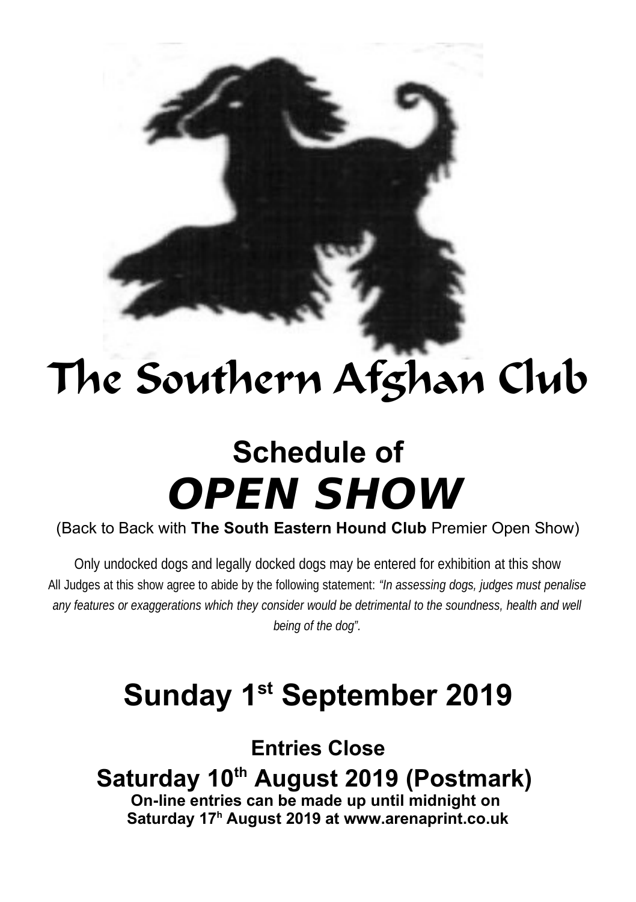# The Southern Afghan Club

## Schedule of

# *OPEN SHOW*

(Back to Back with **The South Eastern Hound Club** Premier Open Show)

Only undocked dogs and legally docked dogs may be entered for exhibition at this show

All Judges at this show agree to abide by the following statement: *"In assessing dogs, judges must penalise any features or exaggerations which they consider would be detrimental to the soundness, health and well being of the dog".*

## Sunday 1st September 2019

### Entries Close

### Saturday 10th August 2019 (Postmark)

**On-line entries can be made up until midnight on Saturday 17h August 2019 at www.arenaprint.co.uk**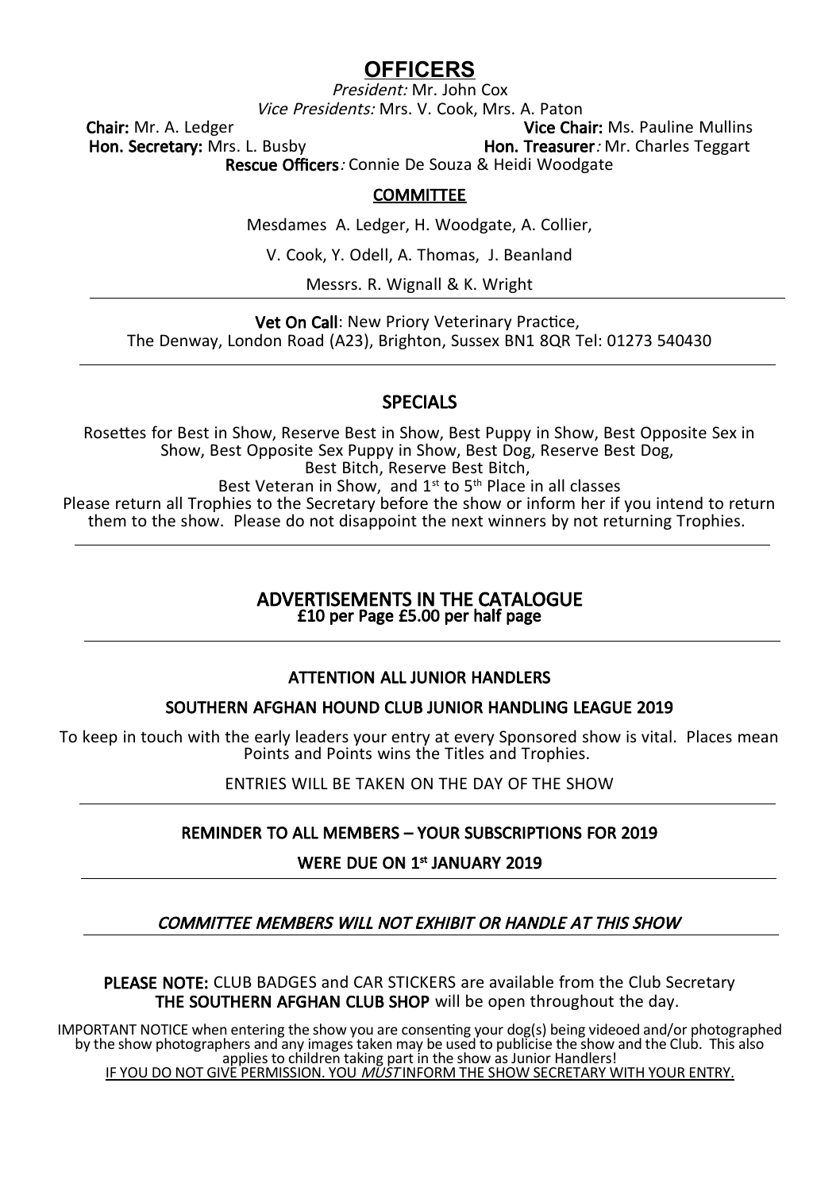# OFFICERS

*President:* Mr. John Cox

*Vice Presidents:* Mrs. V. Cook, Mrs. A. Paton

**Chair:** Mr. A. Ledger  
**Vice Chair:** Ms. Pauline Mullins

**Hon. Secretary:** Mrs. L. Busby  
**Hon. Treasurer***:* Mr. Charles Teggart

**Rescue Officers***:* Connie De Souza & Heidi Woodgate

## COMMITTEE

Mesdames A. Ledger, H. Woodgate, A. Collier,

V. Cook, Y. Odell, A. Thomas, J. Beanland

Messrs. R. Wignall & K. Wright

---

**Vet On Call**: New Priory Veterinary Practice,
The Denway, London Road (A23), Brighton, Sussex BN1 8QR Tel: 01273 540430

---

## SPECIALS

Rosettes for Best in Show, Reserve Best in Show, Best Puppy in Show, Best Opposite Sex in Show, Best Opposite Sex Puppy in Show, Best Dog, Reserve Best Dog,
Best Bitch, Reserve Best Bitch,
Best Veteran in Show, and 1st to 5th Place in all classes

Please return all Trophies to the Secretary before the show or inform her if you intend to return them to the show. Please do not disappoint the next winners by not returning Trophies.

---

## ADVERTISEMENTS IN THE CATALOGUE

**£10 per Page £5.00 per half page**

---

**ATTENTION ALL JUNIOR HANDLERS**

**SOUTHERN AFGHAN HOUND CLUB JUNIOR HANDLING LEAGUE 2019**

To keep in touch with the early leaders your entry at every Sponsored show is vital. Places mean Points and Points wins the Titles and Trophies.

ENTRIES WILL BE TAKEN ON THE DAY OF THE SHOW

---

**REMINDER TO ALL MEMBERS – YOUR SUBSCRIPTIONS FOR 2019**

**WERE DUE ON 1st JANUARY 2019**

---

***COMMITTEE MEMBERS WILL NOT EXHIBIT OR HANDLE AT THIS SHOW***

---

**PLEASE NOTE:** CLUB BADGES and CAR STICKERS are available from the Club Secretary
**THE SOUTHERN AFGHAN CLUB SHOP** will be open throughout the day.

IMPORTANT NOTICE when entering the show you are consenting your dog(s) being videoed and/or photographed by the show photographers and any images taken may be used to publicise the show and the Club. This also applies to children taking part in the show as Junior Handlers!
IF YOU DO NOT GIVE PERMISSION. YOU *MUST* INFORM THE SHOW SECRETARY WITH YOUR ENTRY.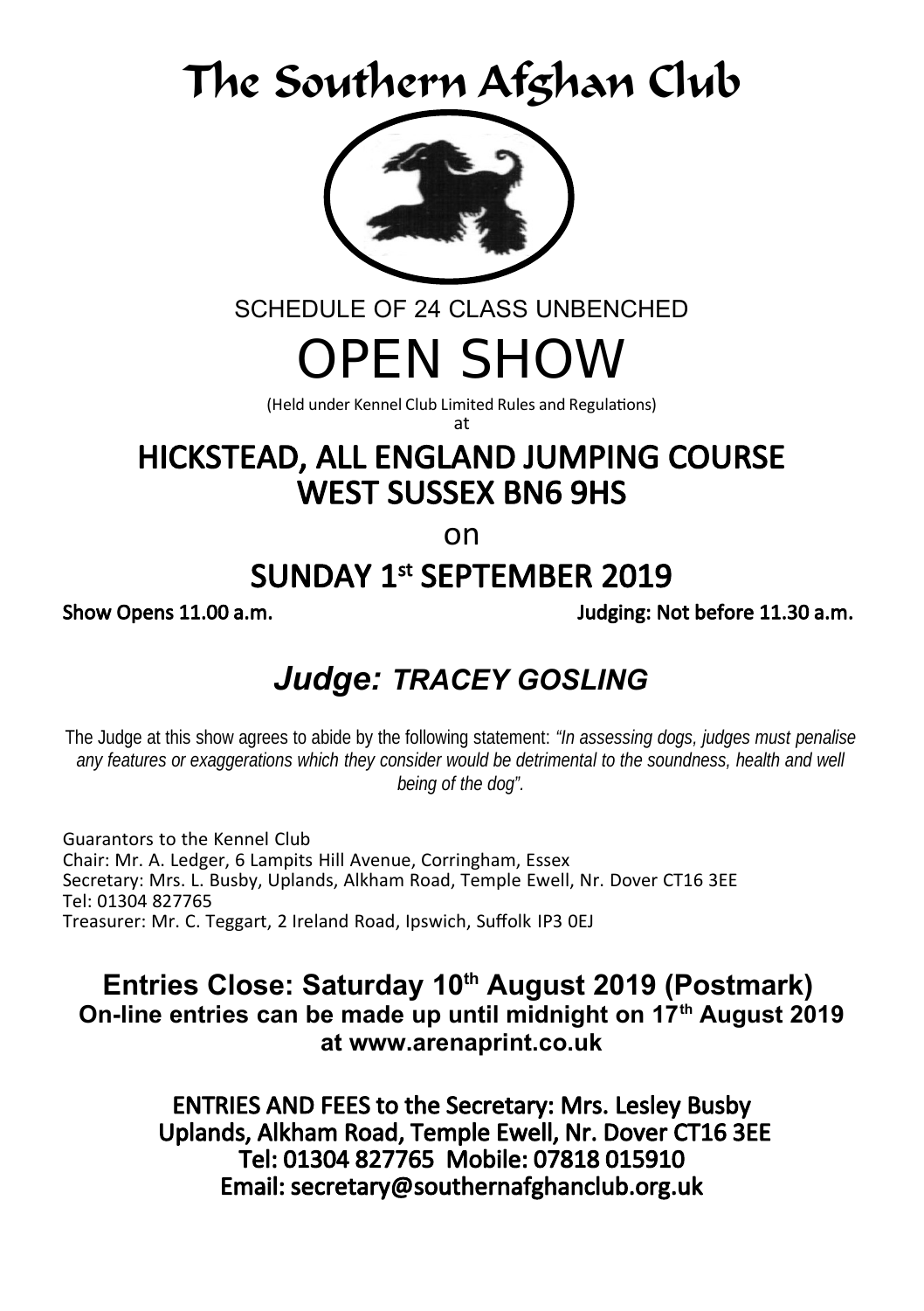# The Southern Afghan Club

SCHEDULE OF 24 CLASS UNBENCHED

# OPEN SHOW

(Held under Kennel Club Limited Rules and Regulations)

at

## HICKSTEAD, ALL ENGLAND JUMPING COURSE
## WEST SUSSEX BN6 9HS

on

## SUNDAY 1st SEPTEMBER 2019

**Show Opens 11.00 a.m.** **Judging: Not before 11.30 a.m.**

## *Judge: TRACEY GOSLING*

The Judge at this show agrees to abide by the following statement: *"In assessing dogs, judges must penalise any features or exaggerations which they consider would be detrimental to the soundness, health and well being of the dog".*

Guarantors to the Kennel Club
Chair: Mr. A. Ledger, 6 Lampits Hill Avenue, Corringham, Essex
Secretary: Mrs. L. Busby, Uplands, Alkham Road, Temple Ewell, Nr. Dover CT16 3EE
Tel: 01304 827765
Treasurer: Mr. C. Teggart, 2 Ireland Road, Ipswich, Suffolk IP3 0EJ

**Entries Close: Saturday 10th August 2019 (Postmark)**
**On-line entries can be made up until midnight on 17th August 2019 at www.arenaprint.co.uk**

**ENTRIES AND FEES to the Secretary: Mrs. Lesley Busby**
**Uplands, Alkham Road, Temple Ewell, Nr. Dover CT16 3EE**
**Tel: 01304 827765 Mobile: 07818 015910**
**Email: secretary@southernafghanclub.org.uk**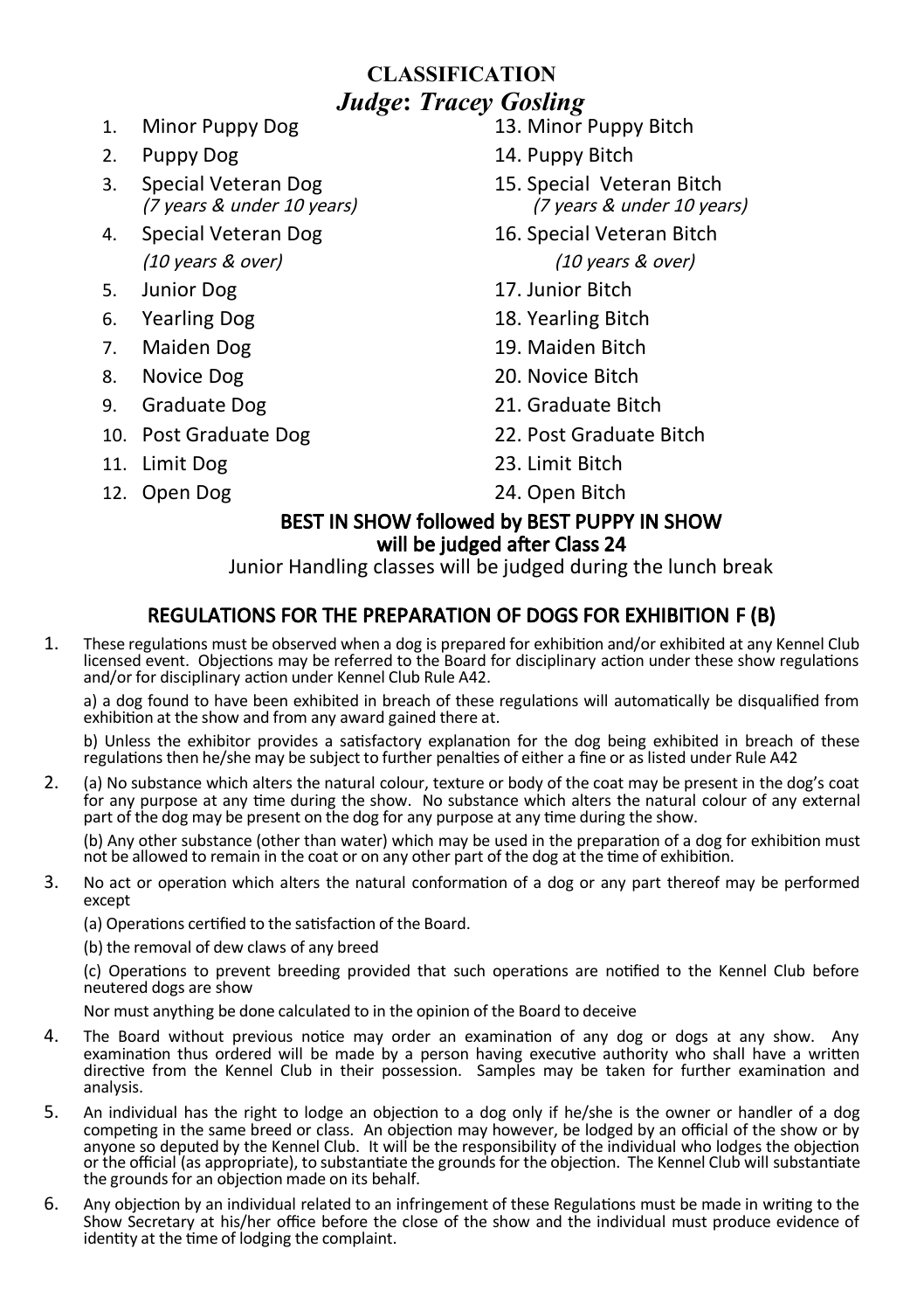# CLASSIFICATION

## *Judge: Tracey Gosling*

1. Minor Puppy Dog
2. Puppy Dog
3. Special Veteran Dog *(7 years & under 10 years)*
4. Special Veteran Dog *(10 years & over)*
5. Junior Dog
6. Yearling Dog
7. Maiden Dog
8. Novice Dog
9. Graduate Dog
10. Post Graduate Dog
11. Limit Dog
12. Open Dog
13. Minor Puppy Bitch
14. Puppy Bitch
15. Special Veteran Bitch *(7 years & under 10 years)*
16. Special Veteran Bitch *(10 years & over)*
17. Junior Bitch
18. Yearling Bitch
19. Maiden Bitch
20. Novice Bitch
21. Graduate Bitch
22. Post Graduate Bitch
23. Limit Bitch
24. Open Bitch

**BEST IN SHOW followed by BEST PUPPY IN SHOW will be judged after Class 24**

Junior Handling classes will be judged during the lunch break

## REGULATIONS FOR THE PREPARATION OF DOGS FOR EXHIBITION F (B)

1. These regulations must be observed when a dog is prepared for exhibition and/or exhibited at any Kennel Club licensed event. Objections may be referred to the Board for disciplinary action under these show regulations and/or for disciplinary action under Kennel Club Rule A42.

   a) a dog found to have been exhibited in breach of these regulations will automatically be disqualified from exhibition at the show and from any award gained there at.

   b) Unless the exhibitor provides a satisfactory explanation for the dog being exhibited in breach of these regulations then he/she may be subject to further penalties of either a fine or as listed under Rule A42

2. (a) No substance which alters the natural colour, texture or body of the coat may be present in the dog's coat for any purpose at any time during the show. No substance which alters the natural colour of any external part of the dog may be present on the dog for any purpose at any time during the show.

   (b) Any other substance (other than water) which may be used in the preparation of a dog for exhibition must not be allowed to remain in the coat or on any other part of the dog at the time of exhibition.

3. No act or operation which alters the natural conformation of a dog or any part thereof may be performed except

   (a) Operations certified to the satisfaction of the Board.

   (b) the removal of dew claws of any breed

   (c) Operations to prevent breeding provided that such operations are notified to the Kennel Club before neutered dogs are show

   Nor must anything be done calculated to in the opinion of the Board to deceive

4. The Board without previous notice may order an examination of any dog or dogs at any show. Any examination thus ordered will be made by a person having executive authority who shall have a written directive from the Kennel Club in their possession. Samples may be taken for further examination and analysis.

5. An individual has the right to lodge an objection to a dog only if he/she is the owner or handler of a dog competing in the same breed or class. An objection may however, be lodged by an official of the show or by anyone so deputed by the Kennel Club. It will be the responsibility of the individual who lodges the objection or the official (as appropriate), to substantiate the grounds for the objection. The Kennel Club will substantiate the grounds for an objection made on its behalf.

6. Any objection by an individual related to an infringement of these Regulations must be made in writing to the Show Secretary at his/her office before the close of the show and the individual must produce evidence of identity at the time of lodging the complaint.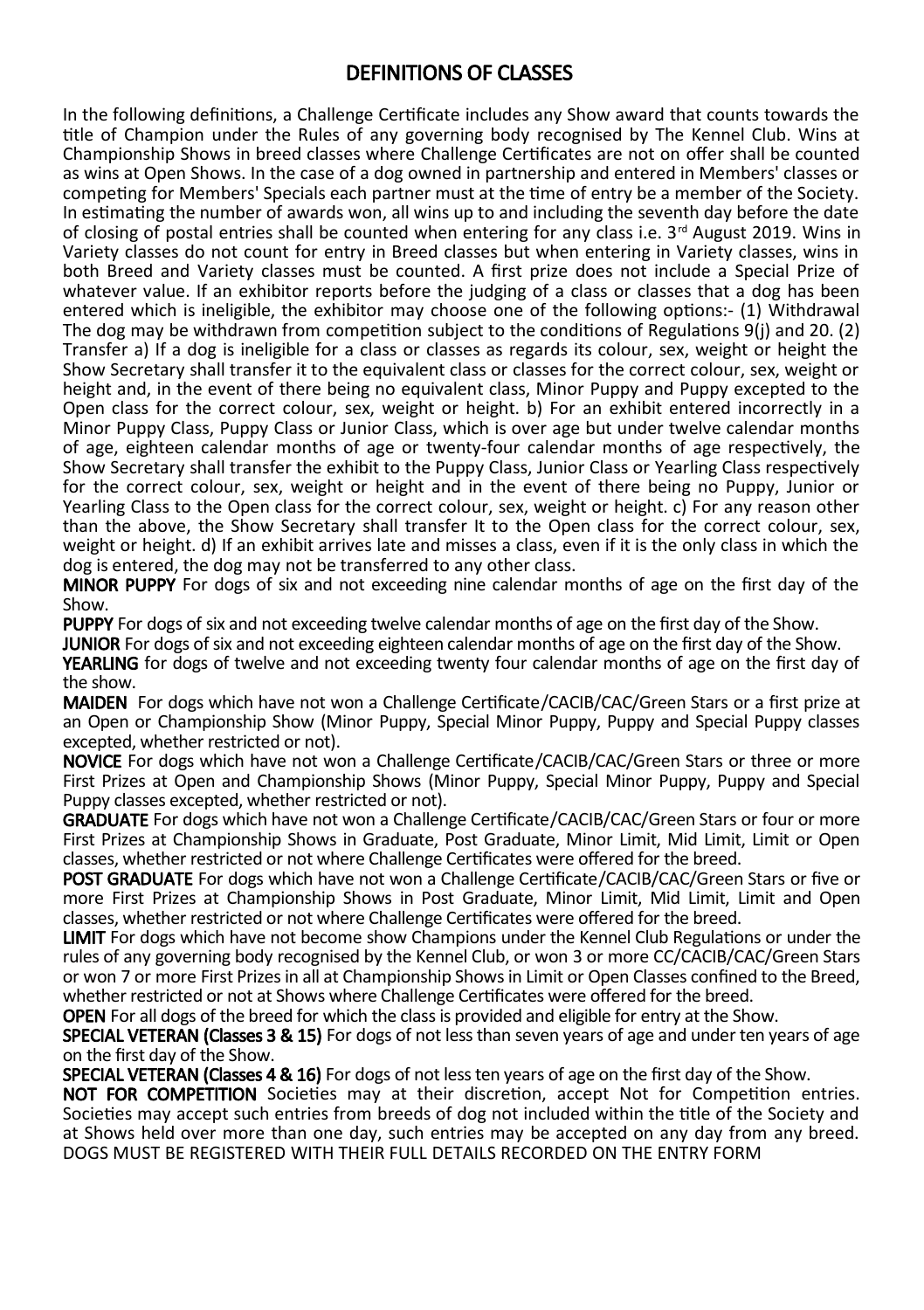# DEFINITIONS OF CLASSES

In the following definitions, a Challenge Certificate includes any Show award that counts towards the title of Champion under the Rules of any governing body recognised by The Kennel Club. Wins at Championship Shows in breed classes where Challenge Certificates are not on offer shall be counted as wins at Open Shows. In the case of a dog owned in partnership and entered in Members' classes or competing for Members' Specials each partner must at the time of entry be a member of the Society. In estimating the number of awards won, all wins up to and including the seventh day before the date of closing of postal entries shall be counted when entering for any class i.e. 3rd August 2019. Wins in Variety classes do not count for entry in Breed classes but when entering in Variety classes, wins in both Breed and Variety classes must be counted. A first prize does not include a Special Prize of whatever value. If an exhibitor reports before the judging of a class or classes that a dog has been entered which is ineligible, the exhibitor may choose one of the following options:- (1) Withdrawal The dog may be withdrawn from competition subject to the conditions of Regulations 9(j) and 20. (2) Transfer a) If a dog is ineligible for a class or classes as regards its colour, sex, weight or height the Show Secretary shall transfer it to the equivalent class or classes for the correct colour, sex, weight or height and, in the event of there being no equivalent class, Minor Puppy and Puppy excepted to the Open class for the correct colour, sex, weight or height. b) For an exhibit entered incorrectly in a Minor Puppy Class, Puppy Class or Junior Class, which is over age but under twelve calendar months of age, eighteen calendar months of age or twenty-four calendar months of age respectively, the Show Secretary shall transfer the exhibit to the Puppy Class, Junior Class or Yearling Class respectively for the correct colour, sex, weight or height and in the event of there being no Puppy, Junior or Yearling Class to the Open class for the correct colour, sex, weight or height. c) For any reason other than the above, the Show Secretary shall transfer It to the Open class for the correct colour, sex, weight or height. d) If an exhibit arrives late and misses a class, even if it is the only class in which the dog is entered, the dog may not be transferred to any other class.

**MINOR PUPPY** For dogs of six and not exceeding nine calendar months of age on the first day of the Show.

**PUPPY** For dogs of six and not exceeding twelve calendar months of age on the first day of the Show.

**JUNIOR** For dogs of six and not exceeding eighteen calendar months of age on the first day of the Show.

**YEARLING** for dogs of twelve and not exceeding twenty four calendar months of age on the first day of the show.

**MAIDEN** For dogs which have not won a Challenge Certificate/CACIB/CAC/Green Stars or a first prize at an Open or Championship Show (Minor Puppy, Special Minor Puppy, Puppy and Special Puppy classes excepted, whether restricted or not).

**NOVICE** For dogs which have not won a Challenge Certificate/CACIB/CAC/Green Stars or three or more First Prizes at Open and Championship Shows (Minor Puppy, Special Minor Puppy, Puppy and Special Puppy classes excepted, whether restricted or not).

**GRADUATE** For dogs which have not won a Challenge Certificate/CACIB/CAC/Green Stars or four or more First Prizes at Championship Shows in Graduate, Post Graduate, Minor Limit, Mid Limit, Limit or Open classes, whether restricted or not where Challenge Certificates were offered for the breed.

**POST GRADUATE** For dogs which have not won a Challenge Certificate/CACIB/CAC/Green Stars or five or more First Prizes at Championship Shows in Post Graduate, Minor Limit, Mid Limit, Limit and Open classes, whether restricted or not where Challenge Certificates were offered for the breed.

**LIMIT** For dogs which have not become show Champions under the Kennel Club Regulations or under the rules of any governing body recognised by the Kennel Club, or won 3 or more CC/CACIB/CAC/Green Stars or won 7 or more First Prizes in all at Championship Shows in Limit or Open Classes confined to the Breed, whether restricted or not at Shows where Challenge Certificates were offered for the breed.

**OPEN** For all dogs of the breed for which the class is provided and eligible for entry at the Show.

**SPECIAL VETERAN (Classes 3 & 15)** For dogs of not less than seven years of age and under ten years of age on the first day of the Show.

**SPECIAL VETERAN (Classes 4 & 16)** For dogs of not less ten years of age on the first day of the Show.

**NOT FOR COMPETITION** Societies may at their discretion, accept Not for Competition entries. Societies may accept such entries from breeds of dog not included within the title of the Society and at Shows held over more than one day, such entries may be accepted on any day from any breed.

DOGS MUST BE REGISTERED WITH THEIR FULL DETAILS RECORDED ON THE ENTRY FORM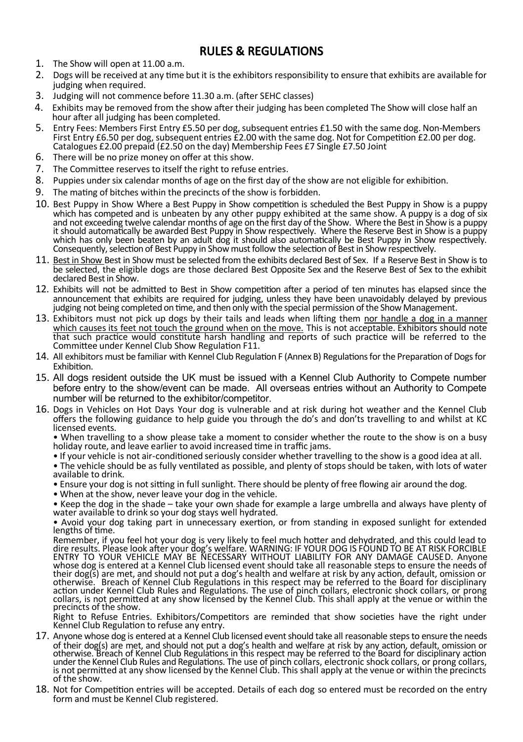# RULES & REGULATIONS

1. The Show will open at 11.00 a.m.
2. Dogs will be received at any time but it is the exhibitors responsibility to ensure that exhibits are available for judging when required.
3. Judging will not commence before 11.30 a.m. (after SEHC classes)
4. Exhibits may be removed from the show after their judging has been completed The Show will close half an hour after all judging has been completed.
5. Entry Fees: Members First Entry £5.50 per dog, subsequent entries £1.50 with the same dog. Non-Members First Entry £6.50 per dog, subsequent entries £2.00 with the same dog. Not for Competition £2.00 per dog. Catalogues £2.00 prepaid (£2.50 on the day) Membership Fees £7 Single £7.50 Joint
6. There will be no prize money on offer at this show.
7. The Committee reserves to itself the right to refuse entries.
8. Puppies under six calendar months of age on the first day of the show are not eligible for exhibition.
9. The mating of bitches within the precincts of the show is forbidden.
10. Best Puppy in Show Where a Best Puppy in Show competition is scheduled the Best Puppy in Show is a puppy which has competed and is unbeaten by any other puppy exhibited at the same show. A puppy is a dog of six and not exceeding twelve calendar months of age on the first day of the Show. Where the Best in Show is a puppy it should automatically be awarded Best Puppy in Show respectively. Where the Reserve Best in Show is a puppy which has only been beaten by an adult dog it should also automatically be Best Puppy in Show respectively. Consequently, selection of Best Puppy in Show must follow the selection of Best in Show respectively.
11. <u>Best in Show</u> Best in Show must be selected from the exhibits declared Best of Sex. If a Reserve Best in Show is to be selected, the eligible dogs are those declared Best Opposite Sex and the Reserve Best of Sex to the exhibit declared Best in Show.
12. Exhibits will not be admitted to Best in Show competition after a period of ten minutes has elapsed since the announcement that exhibits are required for judging, unless they have been unavoidably delayed by previous judging not being completed on time, and then only with the special permission of the Show Management.
13. Exhibitors must not pick up dogs by their tails and leads when lifting them <u>nor handle a dog in a manner which causes its feet not touch the ground when on the move.</u> This is not acceptable. Exhibitors should note that such practice would constitute harsh handling and reports of such practice will be referred to the Committee under Kennel Club Show Regulation F11.
14. All exhibitors must be familiar with Kennel Club Regulation F (Annex B) Regulations for the Preparation of Dogs for Exhibition.
15. All dogs resident outside the UK must be issued with a Kennel Club Authority to Compete number before entry to the show/event can be made. All overseas entries without an Authority to Compete number will be returned to the exhibitor/competitor.
16. Dogs in Vehicles on Hot Days Your dog is vulnerable and at risk during hot weather and the Kennel Club offers the following guidance to help guide you through the do's and don'ts travelling to and whilst at KC licensed events.

    • When travelling to a show please take a moment to consider whether the route to the show is on a busy holiday route, and leave earlier to avoid increased time in traffic jams.

    • If your vehicle is not air-conditioned seriously consider whether travelling to the show is a good idea at all.

    • The vehicle should be as fully ventilated as possible, and plenty of stops should be taken, with lots of water available to drink.

    • Ensure your dog is not sitting in full sunlight. There should be plenty of free flowing air around the dog.

    • When at the show, never leave your dog in the vehicle.

    • Keep the dog in the shade – take your own shade for example a large umbrella and always have plenty of water available to drink so your dog stays well hydrated.

    • Avoid your dog taking part in unnecessary exertion, or from standing in exposed sunlight for extended lengths of time.

    Remember, if you feel hot your dog is very likely to feel much hotter and dehydrated, and this could lead to dire results. Please look after your dog's welfare. WARNING: IF YOUR DOG IS FOUND TO BE AT RISK FORCIBLE ENTRY TO YOUR VEHICLE MAY BE NECESSARY WITHOUT LIABILITY FOR ANY DAMAGE CAUSED. Anyone whose dog is entered at a Kennel Club licensed event should take all reasonable steps to ensure the needs of their dog(s) are met, and should not put a dog's health and welfare at risk by any action, default, omission or otherwise. Breach of Kennel Club Regulations in this respect may be referred to the Board for disciplinary action under Kennel Club Rules and Regulations. The use of pinch collars, electronic shock collars, or prong collars, is not permitted at any show licensed by the Kennel Club. This shall apply at the venue or within the precincts of the show.

    Right to Refuse Entries. Exhibitors/Competitors are reminded that show societies have the right under Kennel Club Regulation to refuse any entry.
17. Anyone whose dog is entered at a Kennel Club licensed event should take all reasonable steps to ensure the needs of their dog(s) are met, and should not put a dog's health and welfare at risk by any action, default, omission or otherwise. Breach of Kennel Club Regulations in this respect may be referred to the Board for disciplinary action under the Kennel Club Rules and Regulations. The use of pinch collars, electronic shock collars, or prong collars, is not permitted at any show licensed by the Kennel Club. This shall apply at the venue or within the precincts of the show.
18. Not for Competition entries will be accepted. Details of each dog so entered must be recorded on the entry form and must be Kennel Club registered.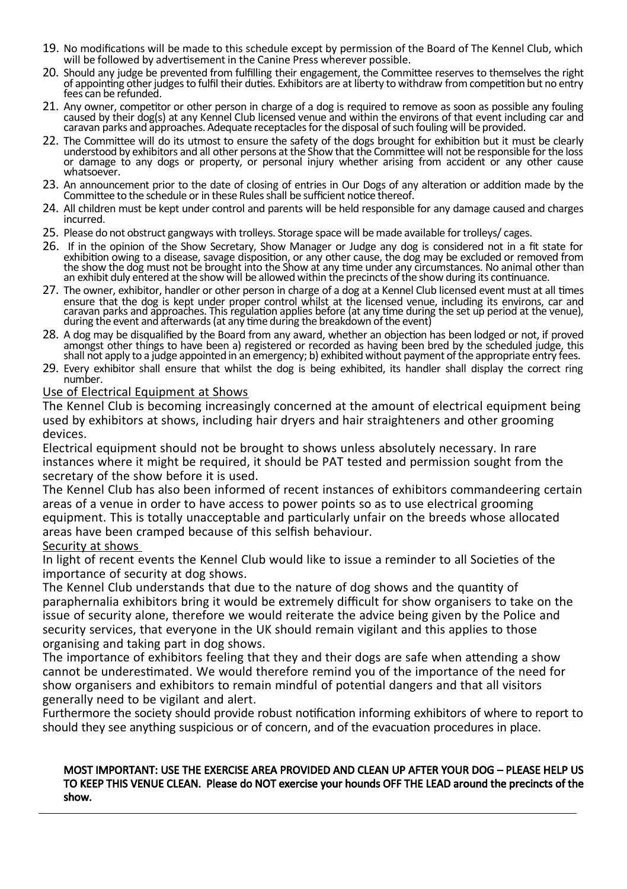19. No modifications will be made to this schedule except by permission of the Board of The Kennel Club, which will be followed by advertisement in the Canine Press wherever possible.
20. Should any judge be prevented from fulfilling their engagement, the Committee reserves to themselves the right of appointing other judges to fulfil their duties. Exhibitors are at liberty to withdraw from competition but no entry fees can be refunded.
21. Any owner, competitor or other person in charge of a dog is required to remove as soon as possible any fouling caused by their dog(s) at any Kennel Club licensed venue and within the environs of that event including car and caravan parks and approaches. Adequate receptacles for the disposal of such fouling will be provided.
22. The Committee will do its utmost to ensure the safety of the dogs brought for exhibition but it must be clearly understood by exhibitors and all other persons at the Show that the Committee will not be responsible for the loss or damage to any dogs or property, or personal injury whether arising from accident or any other cause whatsoever.
23. An announcement prior to the date of closing of entries in Our Dogs of any alteration or addition made by the Committee to the schedule or in these Rules shall be sufficient notice thereof.
24. All children must be kept under control and parents will be held responsible for any damage caused and charges incurred.
25. Please do not obstruct gangways with trolleys. Storage space will be made available for trolleys/ cages.
26. If in the opinion of the Show Secretary, Show Manager or Judge any dog is considered not in a fit state for exhibition owing to a disease, savage disposition, or any other cause, the dog may be excluded or removed from the show the dog must not be brought into the Show at any time under any circumstances. No animal other than an exhibit duly entered at the show will be allowed within the precincts of the show during its continuance.
27. The owner, exhibitor, handler or other person in charge of a dog at a Kennel Club licensed event must at all times ensure that the dog is kept under proper control whilst at the licensed venue, including its environs, car and caravan parks and approaches. This regulation applies before (at any time during the set up period at the venue), during the event and afterwards (at any time during the breakdown of the event)
28. A dog may be disqualified by the Board from any award, whether an objection has been lodged or not, if proved amongst other things to have been a) registered or recorded as having been bred by the scheduled judge, this shall not apply to a judge appointed in an emergency; b) exhibited without payment of the appropriate entry fees.
29. Every exhibitor shall ensure that whilst the dog is being exhibited, its handler shall display the correct ring number.

## Use of Electrical Equipment at Shows

The Kennel Club is becoming increasingly concerned at the amount of electrical equipment being used by exhibitors at shows, including hair dryers and hair straighteners and other grooming devices.

Electrical equipment should not be brought to shows unless absolutely necessary. In rare instances where it might be required, it should be PAT tested and permission sought from the secretary of the show before it is used.

The Kennel Club has also been informed of recent instances of exhibitors commandeering certain areas of a venue in order to have access to power points so as to use electrical grooming equipment. This is totally unacceptable and particularly unfair on the breeds whose allocated areas have been cramped because of this selfish behaviour.

## Security at shows

In light of recent events the Kennel Club would like to issue a reminder to all Societies of the importance of security at dog shows.

The Kennel Club understands that due to the nature of dog shows and the quantity of paraphernalia exhibitors bring it would be extremely difficult for show organisers to take on the issue of security alone, therefore we would reiterate the advice being given by the Police and security services, that everyone in the UK should remain vigilant and this applies to those organising and taking part in dog shows.

The importance of exhibitors feeling that they and their dogs are safe when attending a show cannot be underestimated. We would therefore remind you of the importance of the need for show organisers and exhibitors to remain mindful of potential dangers and that all visitors generally need to be vigilant and alert.

Furthermore the society should provide robust notification informing exhibitors of where to report to should they see anything suspicious or of concern, and of the evacuation procedures in place.

**MOST IMPORTANT: USE THE EXERCISE AREA PROVIDED AND CLEAN UP AFTER YOUR DOG – PLEASE HELP US TO KEEP THIS VENUE CLEAN. Please do NOT exercise your hounds OFF THE LEAD around the precincts of the show.**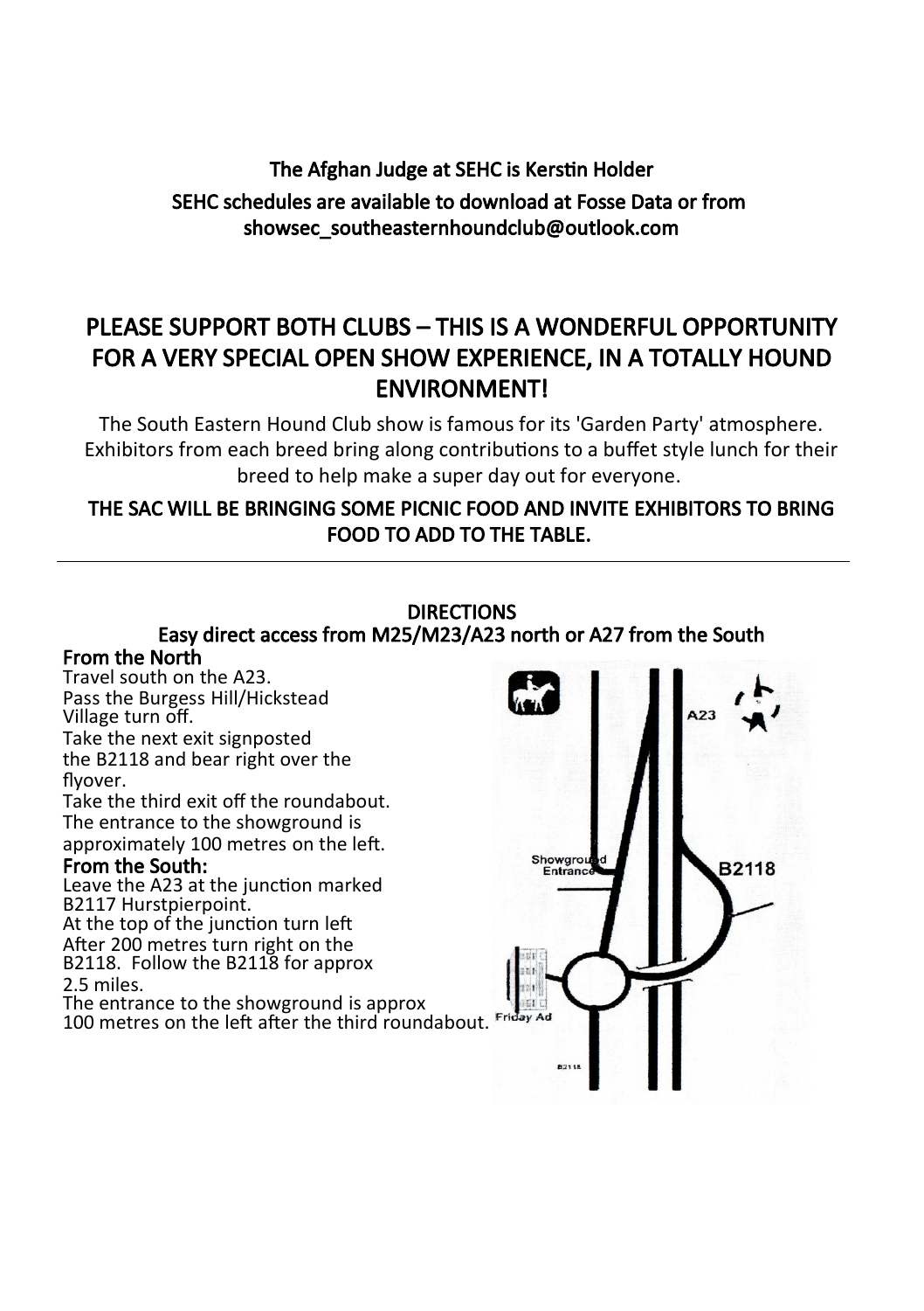**The Afghan Judge at SEHC is Kerstin Holder**

**SEHC schedules are available to download at Fosse Data or from showsec_southeasternhoundclub@outlook.com**

## PLEASE SUPPORT BOTH CLUBS – THIS IS A WONDERFUL OPPORTUNITY FOR A VERY SPECIAL OPEN SHOW EXPERIENCE, IN A TOTALLY HOUND ENVIRONMENT!

The South Eastern Hound Club show is famous for its 'Garden Party' atmosphere. Exhibitors from each breed bring along contributions to a buffet style lunch for their breed to help make a super day out for everyone.

**THE SAC WILL BE BRINGING SOME PICNIC FOOD AND INVITE EXHIBITORS TO BRING FOOD TO ADD TO THE TABLE.**

---

**DIRECTIONS**

**Easy direct access from M25/M23/A23 north or A27 from the South**

**From the North**

Travel south on the A23.
Pass the Burgess Hill/Hickstead Village turn off.
Take the next exit signposted the B2118 and bear right over the flyover.
Take the third exit off the roundabout.
The entrance to the showground is approximately 100 metres on the left.

**From the South:**

Leave the A23 at the junction marked B2117 Hurstpierpoint.
At the top of the junction turn left
After 200 metres turn right on the B2118. Follow the B2118 for approx 2.5 miles.
The entrance to the showground is approx 100 metres on the left after the third roundabout.

A23

Showground Entrance

B2118

Friday Ad

B2118